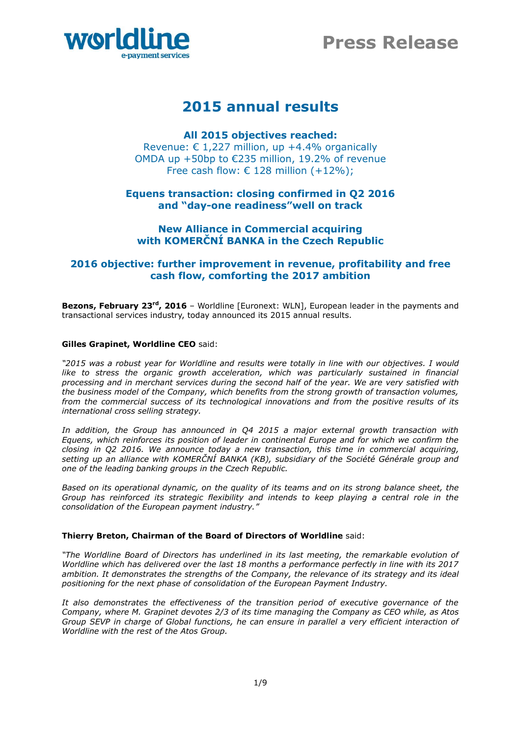# Press Release

# 2015 annual results

## All 2015 objectives reached:

Revenue: € 1,227 million, up +4.4% organically
OMDA up +50bp to €235 million, 19.2% of revenue
Free cash flow: € 128 million (+12%);

## Equens transaction: closing confirmed in Q2 2016 and "day-one readiness"well on track

## New Alliance in Commercial acquiring with KOMERČNÍ BANKA in the Czech Republic

## 2016 objective: further improvement in revenue, profitability and free cash flow, comforting the 2017 ambition

**Bezons, February 23rd, 2016** – Worldline [Euronext: WLN], European leader in the payments and transactional services industry, today announced its 2015 annual results.

**Gilles Grapinet, Worldline CEO** said:

*"2015 was a robust year for Worldline and results were totally in line with our objectives. I would like to stress the organic growth acceleration, which was particularly sustained in financial processing and in merchant services during the second half of the year. We are very satisfied with the business model of the Company, which benefits from the strong growth of transaction volumes, from the commercial success of its technological innovations and from the positive results of its international cross selling strategy.*

*In addition, the Group has announced in Q4 2015 a major external growth transaction with Equens, which reinforces its position of leader in continental Europe and for which we confirm the closing in Q2 2016. We announce today a new transaction, this time in commercial acquiring, setting up an alliance with KOMERČNÍ BANKA (KB), subsidiary of the Société Générale group and one of the leading banking groups in the Czech Republic.*

*Based on its operational dynamic, on the quality of its teams and on its strong balance sheet, the Group has reinforced its strategic flexibility and intends to keep playing a central role in the consolidation of the European payment industry."*

**Thierry Breton, Chairman of the Board of Directors of Worldline** said:

*"The Worldline Board of Directors has underlined in its last meeting, the remarkable evolution of Worldline which has delivered over the last 18 months a performance perfectly in line with its 2017 ambition. It demonstrates the strengths of the Company, the relevance of its strategy and its ideal positioning for the next phase of consolidation of the European Payment Industry.*

*It also demonstrates the effectiveness of the transition period of executive governance of the Company, where M. Grapinet devotes 2/3 of its time managing the Company as CEO while, as Atos Group SEVP in charge of Global functions, he can ensure in parallel a very efficient interaction of Worldline with the rest of the Atos Group.*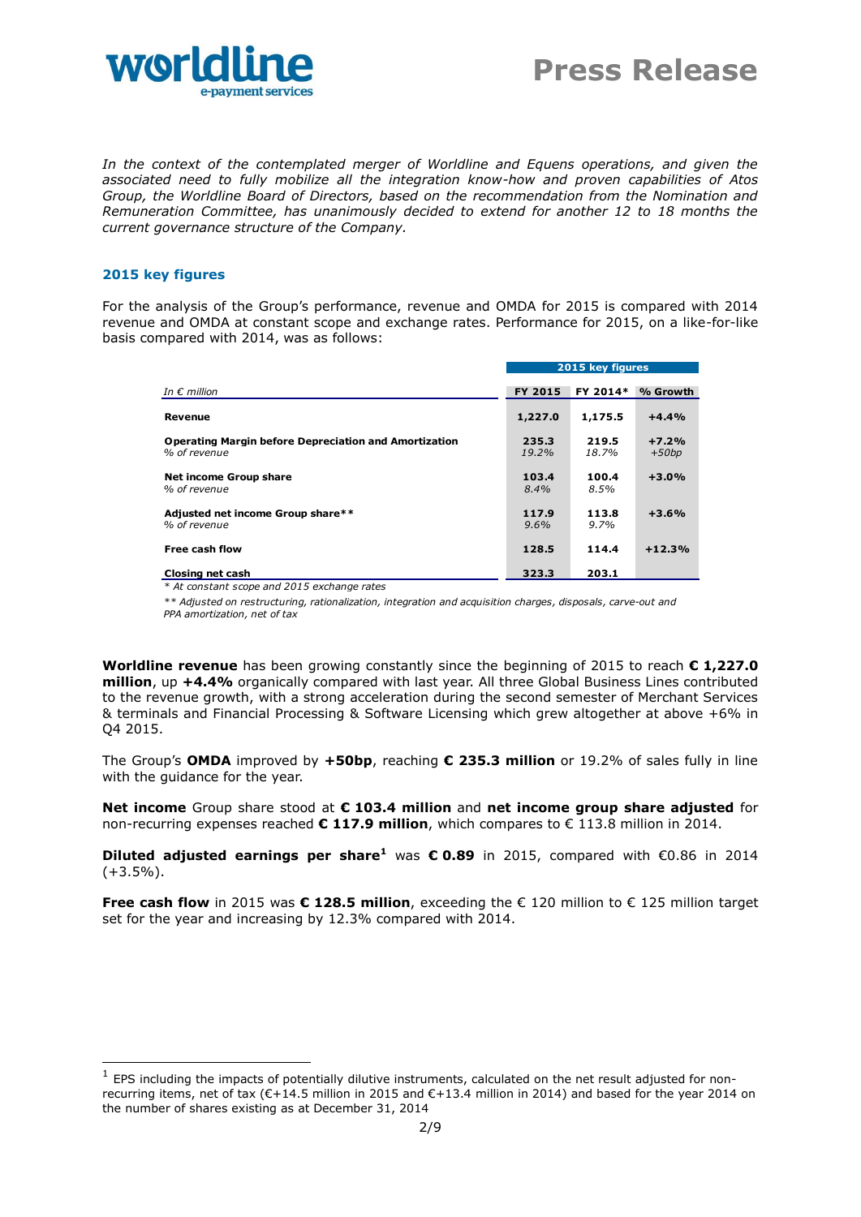*In the context of the contemplated merger of Worldline and Equens operations, and given the associated need to fully mobilize all the integration know-how and proven capabilities of Atos Group, the Worldline Board of Directors, based on the recommendation from the Nomination and Remuneration Committee, has unanimously decided to extend for another 12 to 18 months the current governance structure of the Company.*

## 2015 key figures

For the analysis of the Group's performance, revenue and OMDA for 2015 is compared with 2014 revenue and OMDA at constant scope and exchange rates. Performance for 2015, on a like-for-like basis compared with 2014, was as follows:

| | 2015 key figures | | |
|---|---|---|---|
| *In € million* | **FY 2015** | **FY 2014*** | **% Growth** |
| **Revenue** | **1,227.0** | **1,175.5** | **+4.4%** |
| **Operating Margin before Depreciation and Amortization** | **235.3** | **219.5** | **+7.2%** |
| *% of revenue* | *19.2%* | *18.7%* | *+50bp* |
| **Net income Group share** | **103.4** | **100.4** | **+3.0%** |
| *% of revenue* | *8.4%* | *8.5%* | |
| **Adjusted net income Group share**** | **117.9** | **113.8** | **+3.6%** |
| *% of revenue* | *9.6%* | *9.7%* | |
| **Free cash flow** | **128.5** | **114.4** | **+12.3%** |
| **Closing net cash** | **323.3** | **203.1** | |

*\* At constant scope and 2015 exchange rates*

*\*\* Adjusted on restructuring, rationalization, integration and acquisition charges, disposals, carve-out and PPA amortization, net of tax*

**Worldline revenue** has been growing constantly since the beginning of 2015 to reach **€ 1,227.0 million**, up **+4.4%** organically compared with last year. All three Global Business Lines contributed to the revenue growth, with a strong acceleration during the second semester of Merchant Services & terminals and Financial Processing & Software Licensing which grew altogether at above +6% in Q4 2015.

The Group's **OMDA** improved by **+50bp**, reaching **€ 235.3 million** or 19.2% of sales fully in line with the guidance for the year.

**Net income** Group share stood at **€ 103.4 million** and **net income group share adjusted** for non-recurring expenses reached **€ 117.9 million**, which compares to € 113.8 million in 2014.

**Diluted adjusted earnings per share**[1] was **€ 0.89** in 2015, compared with €0.86 in 2014 (+3.5%).

**Free cash flow** in 2015 was **€ 128.5 million**, exceeding the € 120 million to € 125 million target set for the year and increasing by 12.3% compared with 2014.

[1] EPS including the impacts of potentially dilutive instruments, calculated on the net result adjusted for non-recurring items, net of tax (€+14.5 million in 2015 and €+13.4 million in 2014) and based for the year 2014 on the number of shares existing as at December 31, 2014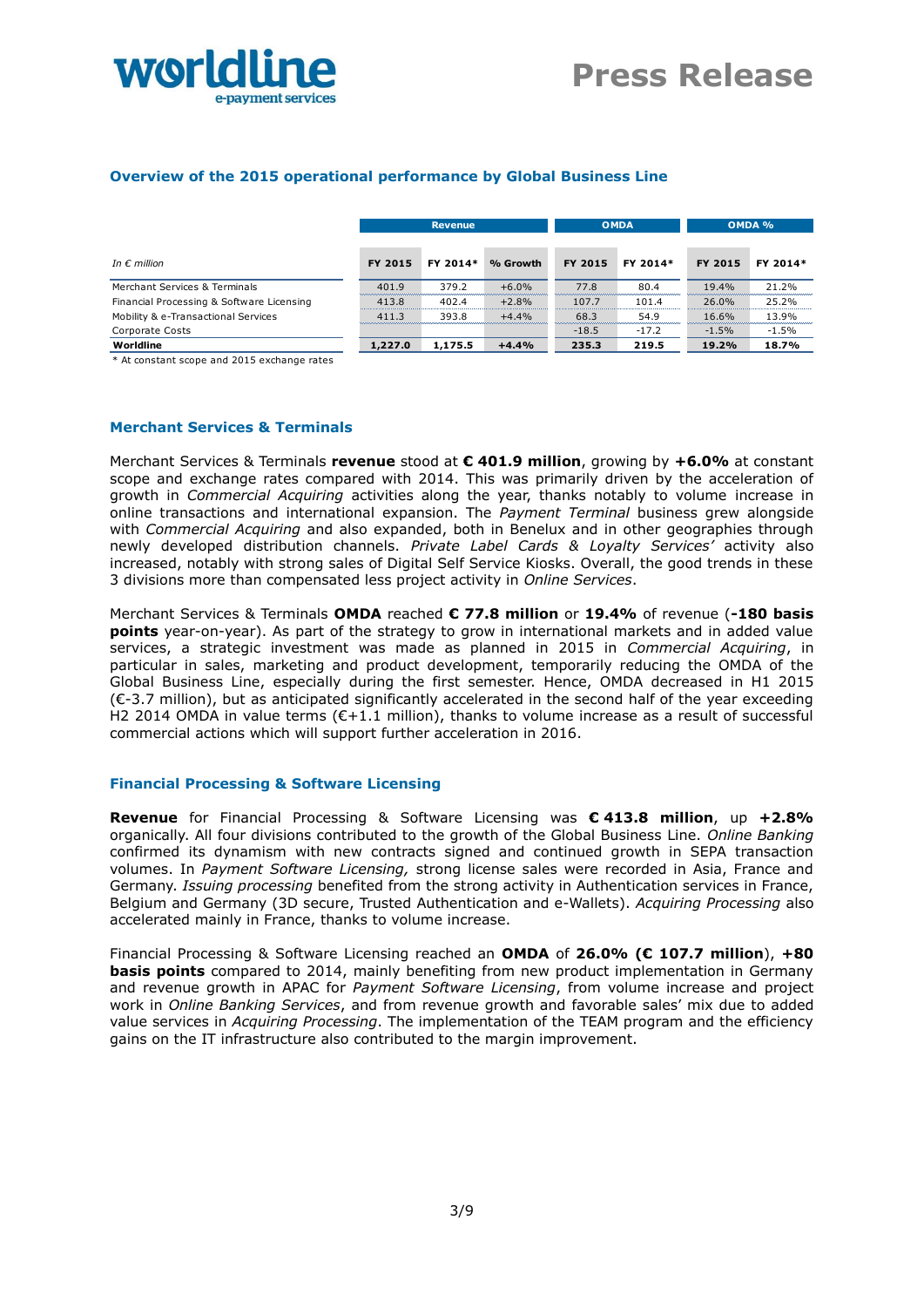## Overview of the 2015 operational performance by Global Business Line

| In € million | Revenue | | | OMDA | | OMDA % | |
|---|---|---|---|---|---|---|---|
| | FY 2015 | FY 2014* | % Growth | FY 2015 | FY 2014* | FY 2015 | FY 2014* |
| Merchant Services & Terminals | 401.9 | 379.2 | +6.0% | 77.8 | 80.4 | 19.4% | 21.2% |
| Financial Processing & Software Licensing | 413.8 | 402.4 | +2.8% | 107.7 | 101.4 | 26.0% | 25.2% |
| Mobility & e-Transactional Services | 411.3 | 393.8 | +4.4% | 68.3 | 54.9 | 16.6% | 13.9% |
| Corporate Costs | | | | -18.5 | -17.2 | -1.5% | -1.5% |
| **Worldline** | **1,227.0** | **1,175.5** | **+4.4%** | **235.3** | **219.5** | **19.2%** | **18.7%** |

\* At constant scope and 2015 exchange rates

### Merchant Services & Terminals

Merchant Services & Terminals **revenue** stood at **€ 401.9 million**, growing by **+6.0%** at constant scope and exchange rates compared with 2014. This was primarily driven by the acceleration of growth in *Commercial Acquiring* activities along the year, thanks notably to volume increase in online transactions and international expansion. The *Payment Terminal* business grew alongside with *Commercial Acquiring* and also expanded, both in Benelux and in other geographies through newly developed distribution channels. *Private Label Cards & Loyalty Services'* activity also increased, notably with strong sales of Digital Self Service Kiosks. Overall, the good trends in these 3 divisions more than compensated less project activity in *Online Services*.

Merchant Services & Terminals **OMDA** reached **€ 77.8 million** or **19.4%** of revenue (**-180 basis points** year-on-year). As part of the strategy to grow in international markets and in added value services, a strategic investment was made as planned in 2015 in *Commercial Acquiring*, in particular in sales, marketing and product development, temporarily reducing the OMDA of the Global Business Line, especially during the first semester. Hence, OMDA decreased in H1 2015 (€-3.7 million), but as anticipated significantly accelerated in the second half of the year exceeding H2 2014 OMDA in value terms (€+1.1 million), thanks to volume increase as a result of successful commercial actions which will support further acceleration in 2016.

### Financial Processing & Software Licensing

**Revenue** for Financial Processing & Software Licensing was **€ 413.8 million**, up **+2.8%** organically. All four divisions contributed to the growth of the Global Business Line. *Online Banking* confirmed its dynamism with new contracts signed and continued growth in SEPA transaction volumes. In *Payment Software Licensing,* strong license sales were recorded in Asia, France and Germany. *Issuing processing* benefited from the strong activity in Authentication services in France, Belgium and Germany (3D secure, Trusted Authentication and e-Wallets). *Acquiring Processing* also accelerated mainly in France, thanks to volume increase.

Financial Processing & Software Licensing reached an **OMDA** of **26.0% (€ 107.7 million**), **+80 basis points** compared to 2014, mainly benefiting from new product implementation in Germany and revenue growth in APAC for *Payment Software Licensing*, from volume increase and project work in *Online Banking Services*, and from revenue growth and favorable sales' mix due to added value services in *Acquiring Processing*. The implementation of the TEAM program and the efficiency gains on the IT infrastructure also contributed to the margin improvement.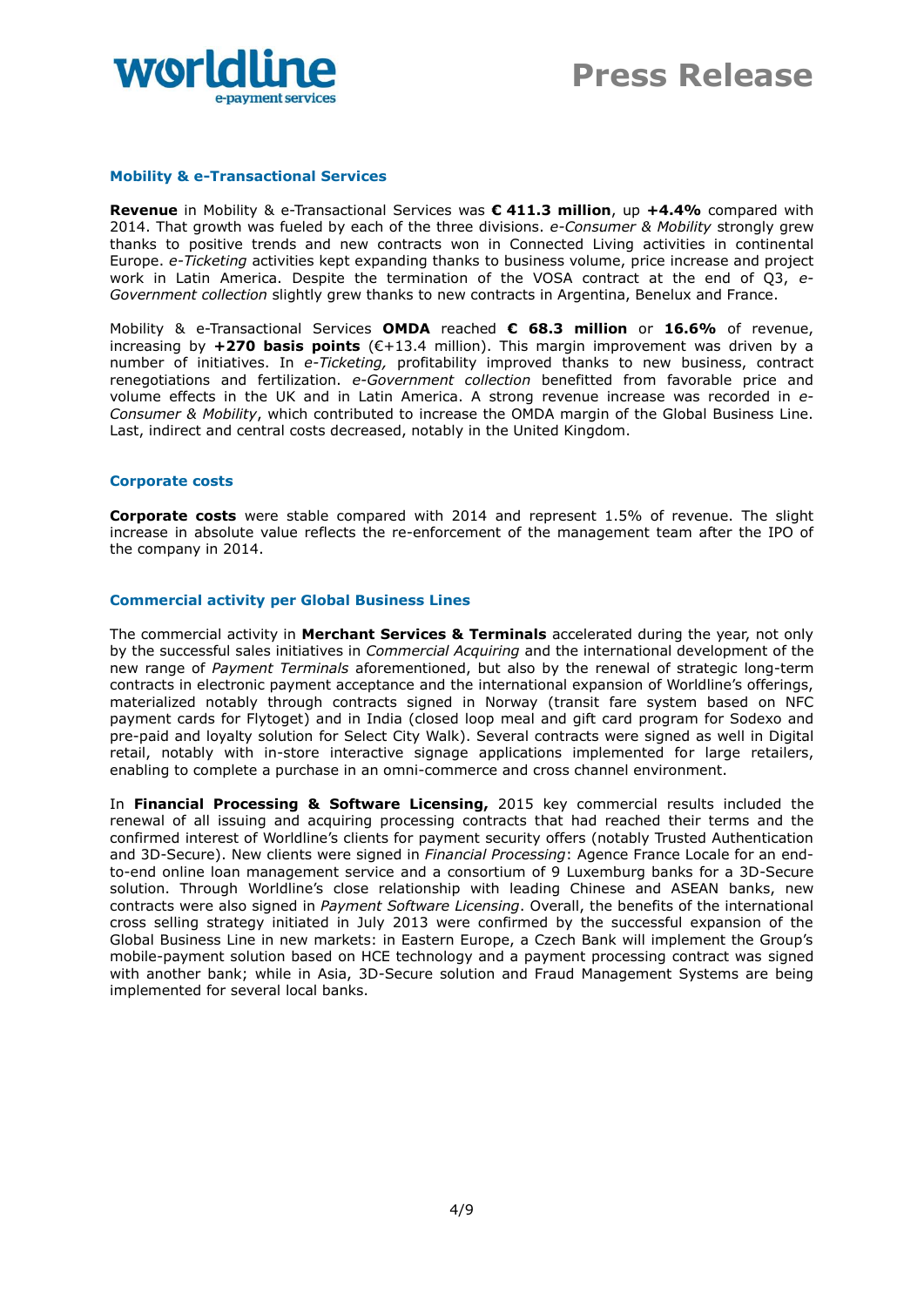### Mobility & e-Transactional Services

**Revenue** in Mobility & e-Transactional Services was **€ 411.3 million**, up **+4.4%** compared with 2014. That growth was fueled by each of the three divisions. *e-Consumer & Mobility* strongly grew thanks to positive trends and new contracts won in Connected Living activities in continental Europe. *e-Ticketing* activities kept expanding thanks to business volume, price increase and project work in Latin America. Despite the termination of the VOSA contract at the end of Q3, *e-Government collection* slightly grew thanks to new contracts in Argentina, Benelux and France.

Mobility & e-Transactional Services **OMDA** reached **€ 68.3 million** or **16.6%** of revenue, increasing by **+270 basis points** (€+13.4 million). This margin improvement was driven by a number of initiatives. In *e-Ticketing,* profitability improved thanks to new business, contract renegotiations and fertilization. *e-Government collection* benefitted from favorable price and volume effects in the UK and in Latin America. A strong revenue increase was recorded in *e-Consumer & Mobility*, which contributed to increase the OMDA margin of the Global Business Line. Last, indirect and central costs decreased, notably in the United Kingdom.

### Corporate costs

**Corporate costs** were stable compared with 2014 and represent 1.5% of revenue. The slight increase in absolute value reflects the re-enforcement of the management team after the IPO of the company in 2014.

### Commercial activity per Global Business Lines

The commercial activity in **Merchant Services & Terminals** accelerated during the year, not only by the successful sales initiatives in *Commercial Acquiring* and the international development of the new range of *Payment Terminals* aforementioned, but also by the renewal of strategic long-term contracts in electronic payment acceptance and the international expansion of Worldline's offerings, materialized notably through contracts signed in Norway (transit fare system based on NFC payment cards for Flytoget) and in India (closed loop meal and gift card program for Sodexo and pre-paid and loyalty solution for Select City Walk). Several contracts were signed as well in Digital retail, notably with in-store interactive signage applications implemented for large retailers, enabling to complete a purchase in an omni-commerce and cross channel environment.

In **Financial Processing & Software Licensing,** 2015 key commercial results included the renewal of all issuing and acquiring processing contracts that had reached their terms and the confirmed interest of Worldline's clients for payment security offers (notably Trusted Authentication and 3D-Secure). New clients were signed in *Financial Processing*: Agence France Locale for an end-to-end online loan management service and a consortium of 9 Luxemburg banks for a 3D-Secure solution. Through Worldline's close relationship with leading Chinese and ASEAN banks, new contracts were also signed in *Payment Software Licensing*. Overall, the benefits of the international cross selling strategy initiated in July 2013 were confirmed by the successful expansion of the Global Business Line in new markets: in Eastern Europe, a Czech Bank will implement the Group's mobile-payment solution based on HCE technology and a payment processing contract was signed with another bank; while in Asia, 3D-Secure solution and Fraud Management Systems are being implemented for several local banks.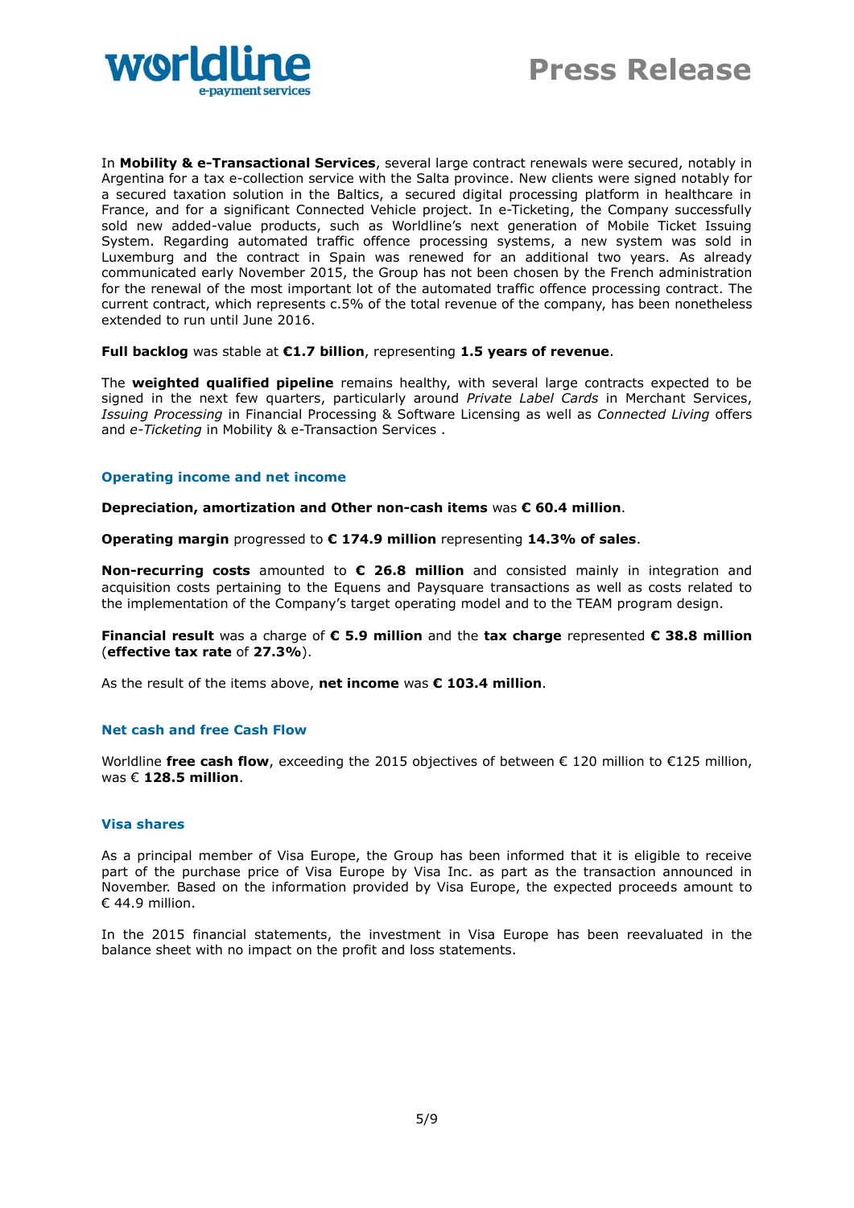In **Mobility & e-Transactional Services**, several large contract renewals were secured, notably in Argentina for a tax e-collection service with the Salta province. New clients were signed notably for a secured taxation solution in the Baltics, a secured digital processing platform in healthcare in France, and for a significant Connected Vehicle project. In e-Ticketing, the Company successfully sold new added-value products, such as Worldline's next generation of Mobile Ticket Issuing System. Regarding automated traffic offence processing systems, a new system was sold in Luxemburg and the contract in Spain was renewed for an additional two years. As already communicated early November 2015, the Group has not been chosen by the French administration for the renewal of the most important lot of the automated traffic offence processing contract. The current contract, which represents c.5% of the total revenue of the company, has been nonetheless extended to run until June 2016.

**Full backlog** was stable at **€1.7 billion**, representing **1.5 years of revenue**.

The **weighted qualified pipeline** remains healthy, with several large contracts expected to be signed in the next few quarters, particularly around *Private Label Cards* in Merchant Services, *Issuing Processing* in Financial Processing & Software Licensing as well as *Connected Living* offers and *e-Ticketing* in Mobility & e-Transaction Services .

### Operating income and net income

**Depreciation, amortization and Other non-cash items** was **€ 60.4 million**.

**Operating margin** progressed to **€ 174.9 million** representing **14.3% of sales**.

**Non-recurring costs** amounted to **€ 26.8 million** and consisted mainly in integration and acquisition costs pertaining to the Equens and Paysquare transactions as well as costs related to the implementation of the Company's target operating model and to the TEAM program design.

**Financial result** was a charge of **€ 5.9 million** and the **tax charge** represented **€ 38.8 million** (**effective tax rate** of **27.3%**).

As the result of the items above, **net income** was **€ 103.4 million**.

### Net cash and free Cash Flow

Worldline **free cash flow**, exceeding the 2015 objectives of between € 120 million to €125 million, was € **128.5 million**.

### Visa shares

As a principal member of Visa Europe, the Group has been informed that it is eligible to receive part of the purchase price of Visa Europe by Visa Inc. as part as the transaction announced in November. Based on the information provided by Visa Europe, the expected proceeds amount to € 44.9 million.

In the 2015 financial statements, the investment in Visa Europe has been reevaluated in the balance sheet with no impact on the profit and loss statements.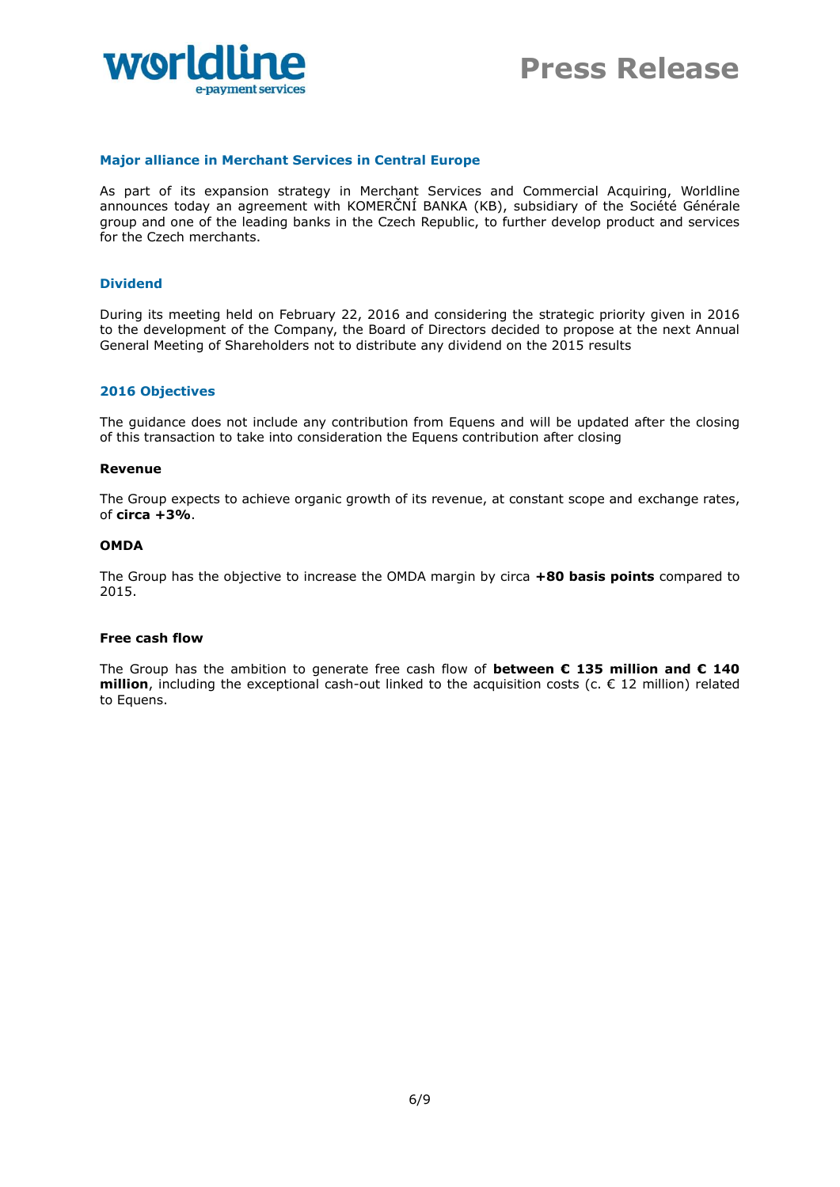## Major alliance in Merchant Services in Central Europe

As part of its expansion strategy in Merchant Services and Commercial Acquiring, Worldline announces today an agreement with KOMERČNÍ BANKA (KB), subsidiary of the Société Générale group and one of the leading banks in the Czech Republic, to further develop product and services for the Czech merchants.

## Dividend

During its meeting held on February 22, 2016 and considering the strategic priority given in 2016 to the development of the Company, the Board of Directors decided to propose at the next Annual General Meeting of Shareholders not to distribute any dividend on the 2015 results

## 2016 Objectives

The guidance does not include any contribution from Equens and will be updated after the closing of this transaction to take into consideration the Equens contribution after closing

### Revenue

The Group expects to achieve organic growth of its revenue, at constant scope and exchange rates, of **circa +3%**.

### OMDA

The Group has the objective to increase the OMDA margin by circa **+80 basis points** compared to 2015.

### Free cash flow

The Group has the ambition to generate free cash flow of **between € 135 million and € 140 million**, including the exceptional cash-out linked to the acquisition costs (c. € 12 million) related to Equens.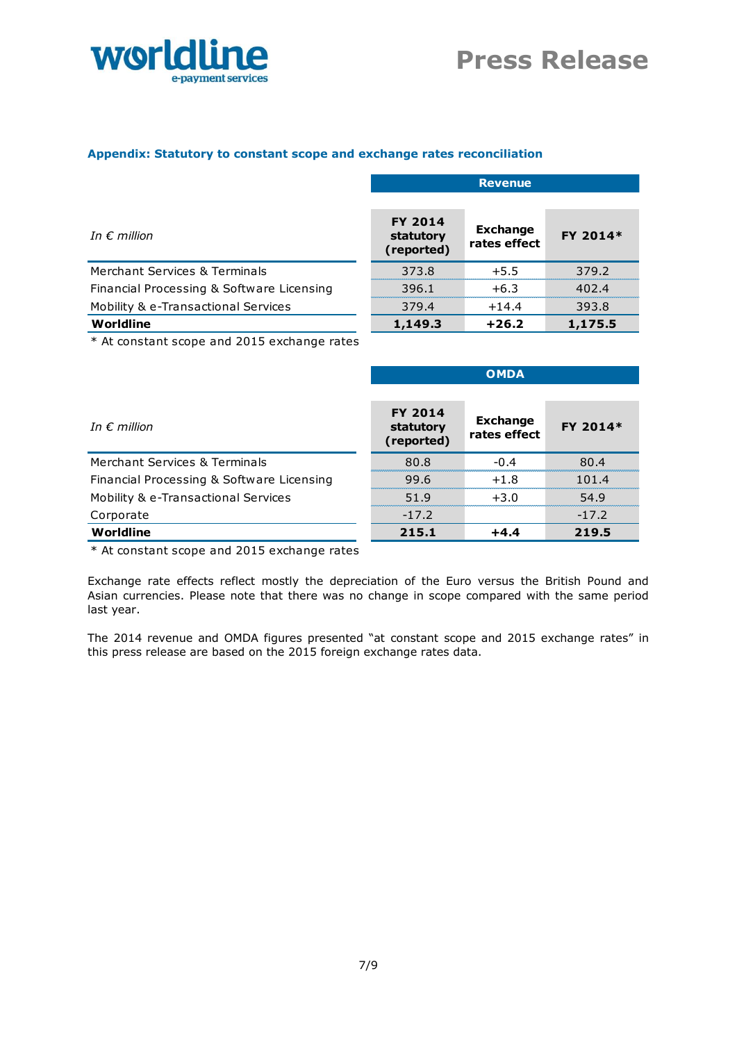### Appendix: Statutory to constant scope and exchange rates reconciliation

| *In € million* | Revenue | | |
|---|---|---|---|
| | **FY 2014 statutory (reported)** | **Exchange rates effect** | **FY 2014*** |
| Merchant Services & Terminals | 373.8 | +5.5 | 379.2 |
| Financial Processing & Software Licensing | 396.1 | +6.3 | 402.4 |
| Mobility & e-Transactional Services | 379.4 | +14.4 | 393.8 |
| **Worldline** | **1,149.3** | **+26.2** | **1,175.5** |

\* At constant scope and 2015 exchange rates

| *In € million* | OMDA | | |
|---|---|---|---|
| | **FY 2014 statutory (reported)** | **Exchange rates effect** | **FY 2014*** |
| Merchant Services & Terminals | 80.8 | -0.4 | 80.4 |
| Financial Processing & Software Licensing | 99.6 | +1.8 | 101.4 |
| Mobility & e-Transactional Services | 51.9 | +3.0 | 54.9 |
| Corporate | -17.2 | | -17.2 |
| **Worldline** | **215.1** | **+4.4** | **219.5** |

\* At constant scope and 2015 exchange rates

Exchange rate effects reflect mostly the depreciation of the Euro versus the British Pound and Asian currencies. Please note that there was no change in scope compared with the same period last year.

The 2014 revenue and OMDA figures presented "at constant scope and 2015 exchange rates" in this press release are based on the 2015 foreign exchange rates data.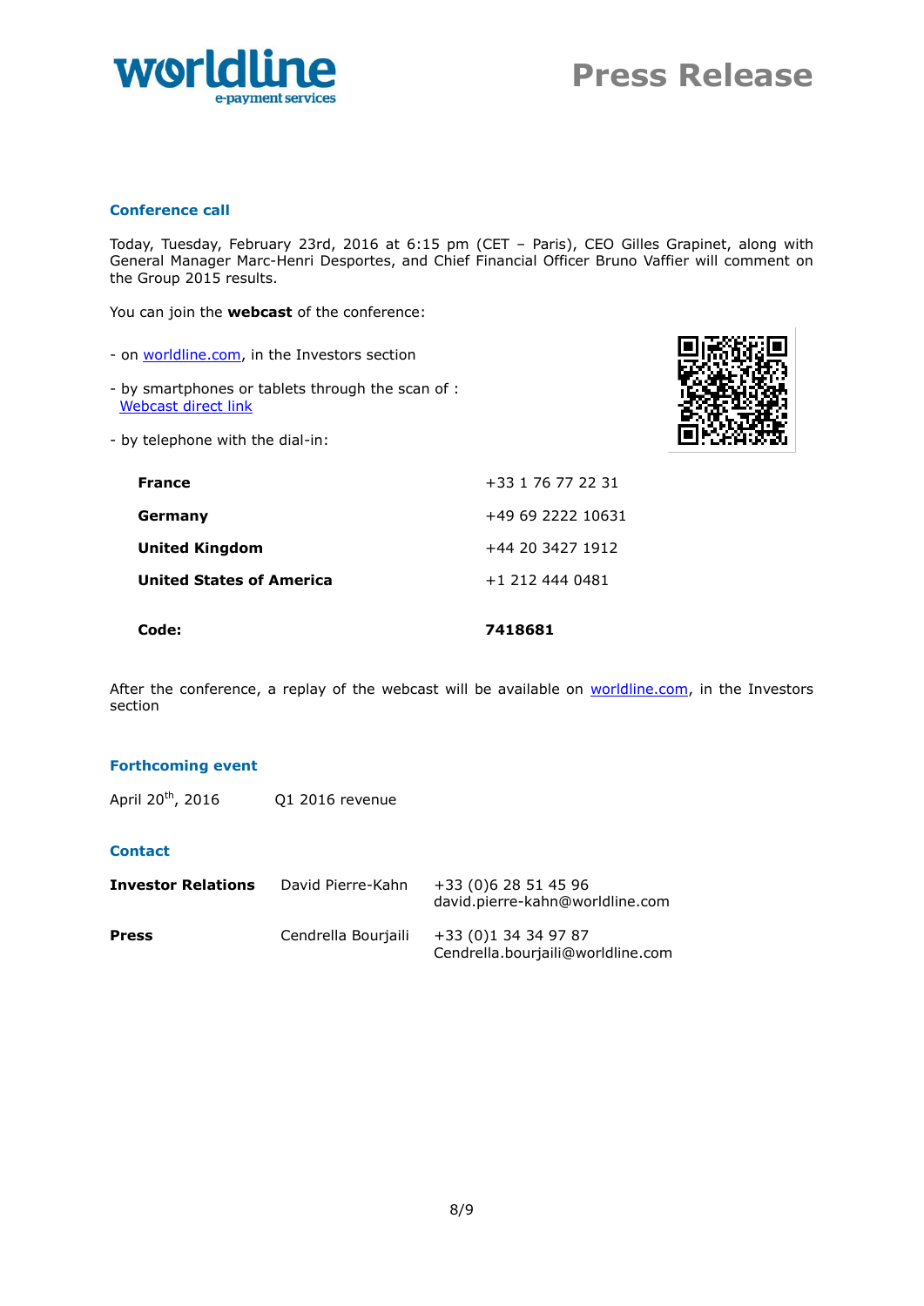## Conference call

Today, Tuesday, February 23rd, 2016 at 6:15 pm (CET – Paris), CEO Gilles Grapinet, along with General Manager Marc-Henri Desportes, and Chief Financial Officer Bruno Vaffier will comment on the Group 2015 results.

You can join the **webcast** of the conference:

- on worldline.com, in the Investors section
- by smartphones or tablets through the scan of : Webcast direct link
- by telephone with the dial-in:

| | |
|---|---|
| **France** | +33 1 76 77 22 31 |
| **Germany** | +49 69 2222 10631 |
| **United Kingdom** | +44 20 3427 1912 |
| **United States of America** | +1 212 444 0481 |
| **Code:** | **7418681** |

After the conference, a replay of the webcast will be available on worldline.com, in the Investors section

## Forthcoming event

April 20th, 2016 Q1 2016 revenue

## Contact

| | | |
|---|---|---|
| **Investor Relations** | David Pierre-Kahn | +33 (0)6 28 51 45 96<br>david.pierre-kahn@worldline.com |
| **Press** | Cendrella Bourjaili | +33 (0)1 34 34 97 87<br>Cendrella.bourjaili@worldline.com |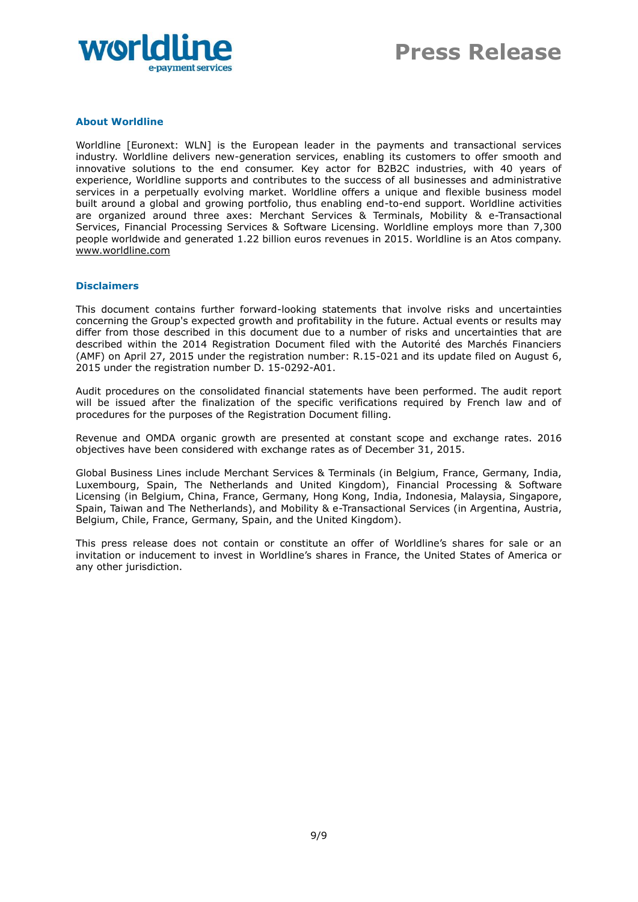## About Worldline

Worldline [Euronext: WLN] is the European leader in the payments and transactional services industry. Worldline delivers new-generation services, enabling its customers to offer smooth and innovative solutions to the end consumer. Key actor for B2B2C industries, with 40 years of experience, Worldline supports and contributes to the success of all businesses and administrative services in a perpetually evolving market. Worldline offers a unique and flexible business model built around a global and growing portfolio, thus enabling end-to-end support. Worldline activities are organized around three axes: Merchant Services & Terminals, Mobility & e-Transactional Services, Financial Processing Services & Software Licensing. Worldline employs more than 7,300 people worldwide and generated 1.22 billion euros revenues in 2015. Worldline is an Atos company. www.worldline.com

## Disclaimers

This document contains further forward-looking statements that involve risks and uncertainties concerning the Group's expected growth and profitability in the future. Actual events or results may differ from those described in this document due to a number of risks and uncertainties that are described within the 2014 Registration Document filed with the Autorité des Marchés Financiers (AMF) on April 27, 2015 under the registration number: R.15-021 and its update filed on August 6, 2015 under the registration number D. 15-0292-A01.

Audit procedures on the consolidated financial statements have been performed. The audit report will be issued after the finalization of the specific verifications required by French law and of procedures for the purposes of the Registration Document filling.

Revenue and OMDA organic growth are presented at constant scope and exchange rates. 2016 objectives have been considered with exchange rates as of December 31, 2015.

Global Business Lines include Merchant Services & Terminals (in Belgium, France, Germany, India, Luxembourg, Spain, The Netherlands and United Kingdom), Financial Processing & Software Licensing (in Belgium, China, France, Germany, Hong Kong, India, Indonesia, Malaysia, Singapore, Spain, Taiwan and The Netherlands), and Mobility & e-Transactional Services (in Argentina, Austria, Belgium, Chile, France, Germany, Spain, and the United Kingdom).

This press release does not contain or constitute an offer of Worldline's shares for sale or an invitation or inducement to invest in Worldline's shares in France, the United States of America or any other jurisdiction.